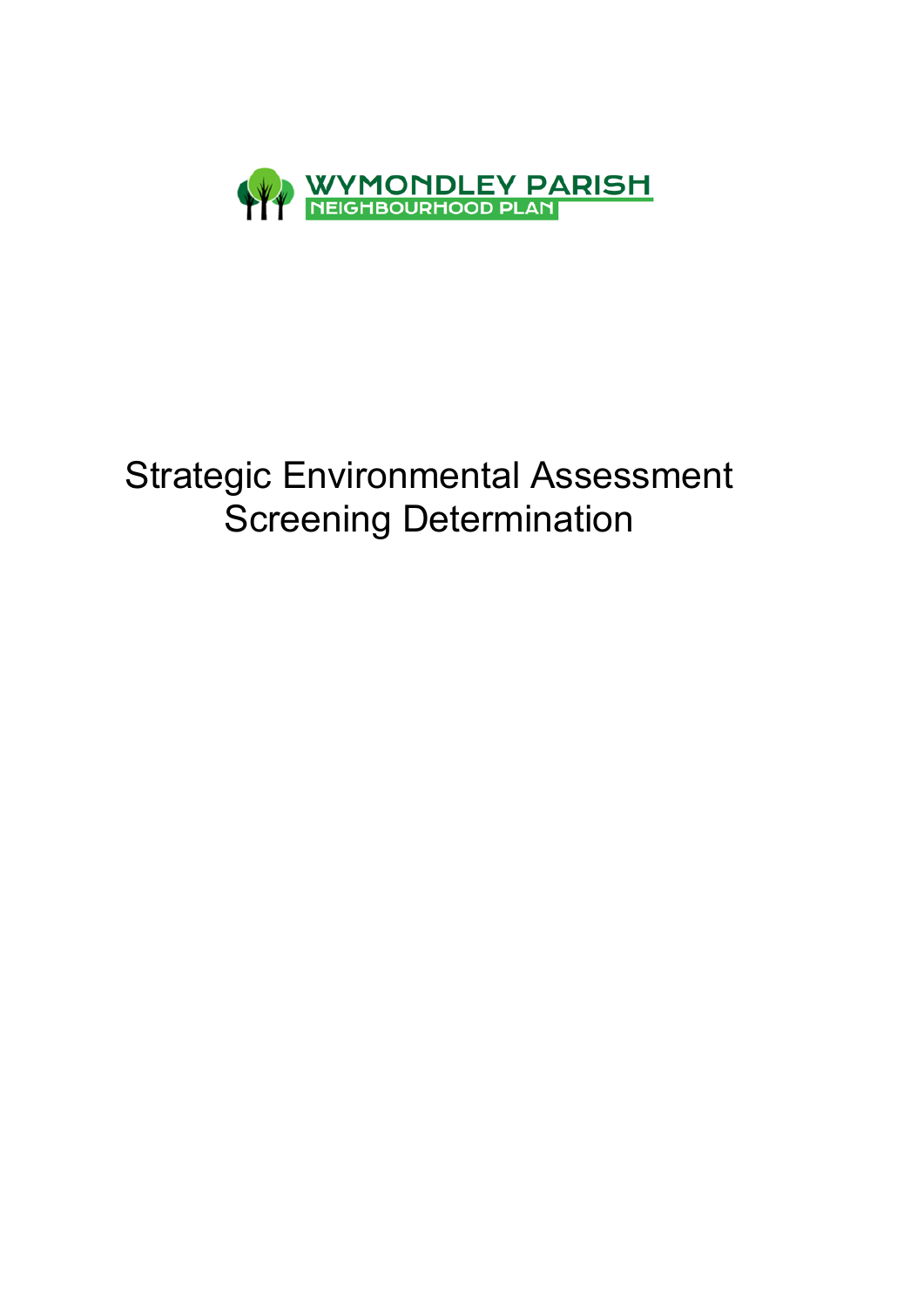WYMONDLEY PARISH
NEIGHBOURHOOD PLAN

# Strategic Environmental Assessment Screening Determination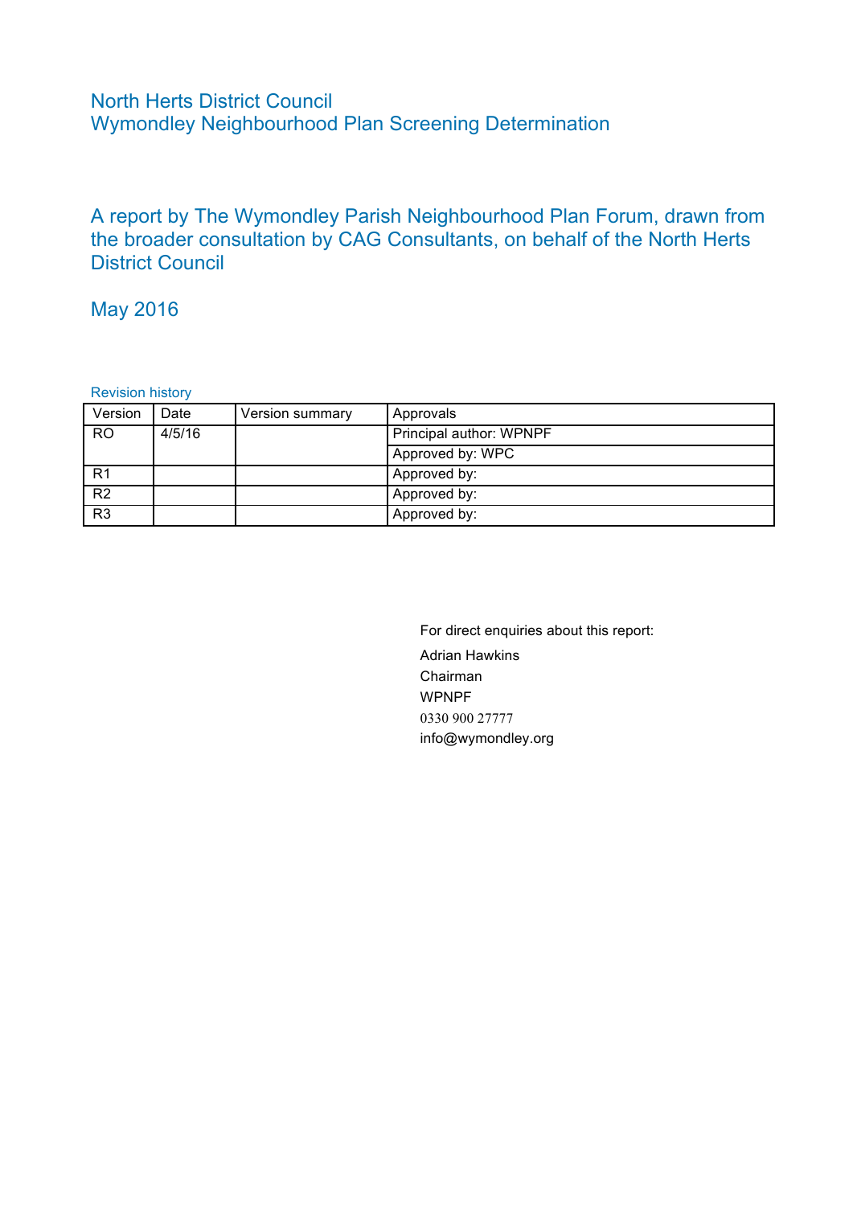# North Herts District Council
# Wymondley Neighbourhood Plan Screening Determination

## A report by The Wymondley Parish Neighbourhood Plan Forum, drawn from the broader consultation by CAG Consultants, on behalf of the North Herts District Council

## May 2016

Revision history

| Version | Date | Version summary | Approvals |
|---|---|---|---|
| RO | 4/5/16 | | Principal author: WPNPF |
| | | | Approved by: WPC |
| R1 | | | Approved by: |
| R2 | | | Approved by: |
| R3 | | | Approved by: |

For direct enquiries about this report:

Adrian Hawkins
Chairman
WPNPF
0330 900 27777
info@wymondley.org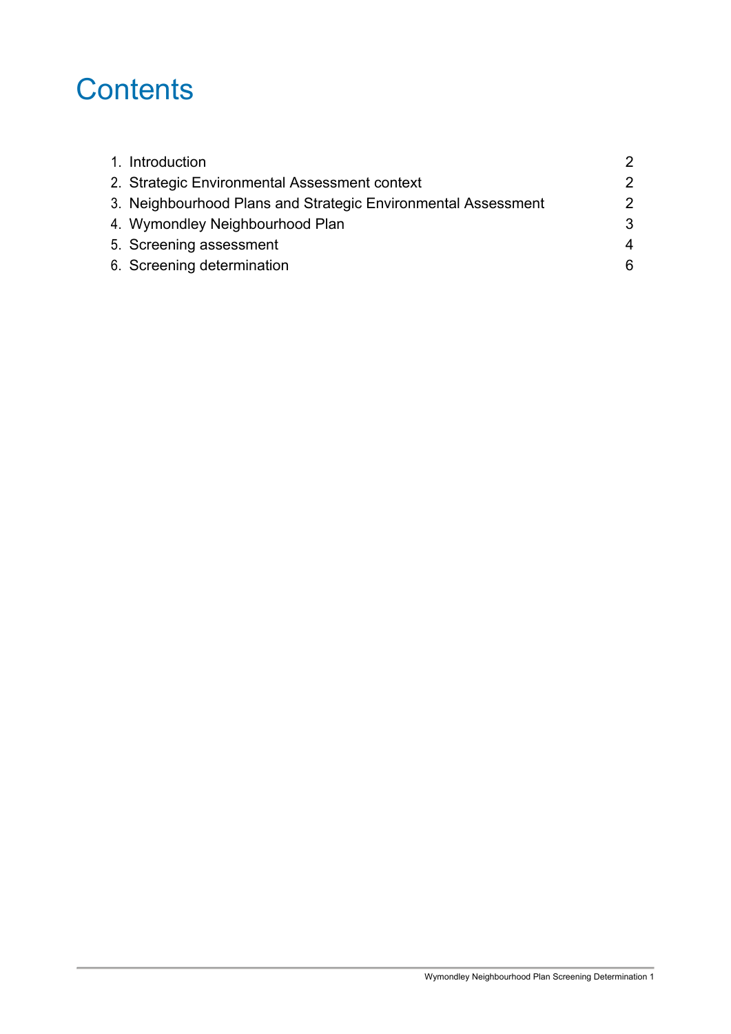# Contents

1. Introduction 2
2. Strategic Environmental Assessment context 2
3. Neighbourhood Plans and Strategic Environmental Assessment 2
4. Wymondley Neighbourhood Plan 3
5. Screening assessment 4
6. Screening determination 6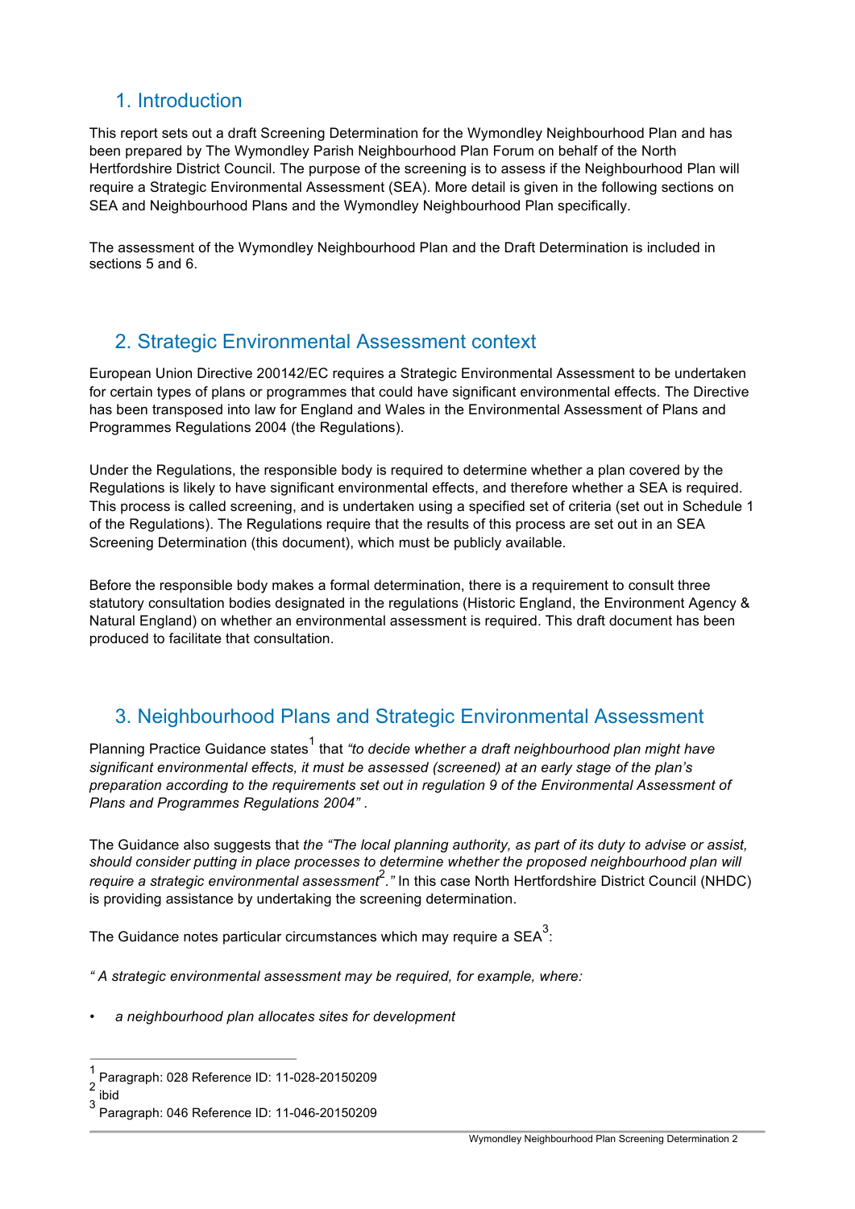## 1. Introduction

This report sets out a draft Screening Determination for the Wymondley Neighbourhood Plan and has been prepared by The Wymondley Parish Neighbourhood Plan Forum on behalf of the North Hertfordshire District Council. The purpose of the screening is to assess if the Neighbourhood Plan will require a Strategic Environmental Assessment (SEA). More detail is given in the following sections on SEA and Neighbourhood Plans and the Wymondley Neighbourhood Plan specifically.

The assessment of the Wymondley Neighbourhood Plan and the Draft Determination is included in sections 5 and 6.

## 2. Strategic Environmental Assessment context

European Union Directive 200142/EC requires a Strategic Environmental Assessment to be undertaken for certain types of plans or programmes that could have significant environmental effects. The Directive has been transposed into law for England and Wales in the Environmental Assessment of Plans and Programmes Regulations 2004 (the Regulations).

Under the Regulations, the responsible body is required to determine whether a plan covered by the Regulations is likely to have significant environmental effects, and therefore whether a SEA is required. This process is called screening, and is undertaken using a specified set of criteria (set out in Schedule 1 of the Regulations). The Regulations require that the results of this process are set out in an SEA Screening Determination (this document), which must be publicly available.

Before the responsible body makes a formal determination, there is a requirement to consult three statutory consultation bodies designated in the regulations (Historic England, the Environment Agency & Natural England) on whether an environmental assessment is required. This draft document has been produced to facilitate that consultation.

## 3. Neighbourhood Plans and Strategic Environmental Assessment

Planning Practice Guidance states[1] that *"to decide whether a draft neighbourhood plan might have significant environmental effects, it must be assessed (screened) at an early stage of the plan's preparation according to the requirements set out in regulation 9 of the Environmental Assessment of Plans and Programmes Regulations 2004"* .

The Guidance also suggests that *the "The local planning authority, as part of its duty to advise or assist, should consider putting in place processes to determine whether the proposed neighbourhood plan will require a strategic environmental assessment[2]."* In this case North Hertfordshire District Council (NHDC) is providing assistance by undertaking the screening determination.

The Guidance notes particular circumstances which may require a SEA[3]:

*" A strategic environmental assessment may be required, for example, where:*

- *a neighbourhood plan allocates sites for development*

---

[1] Paragraph: 028 Reference ID: 11-028-20150209
[2] ibid
[3] Paragraph: 046 Reference ID: 11-046-20150209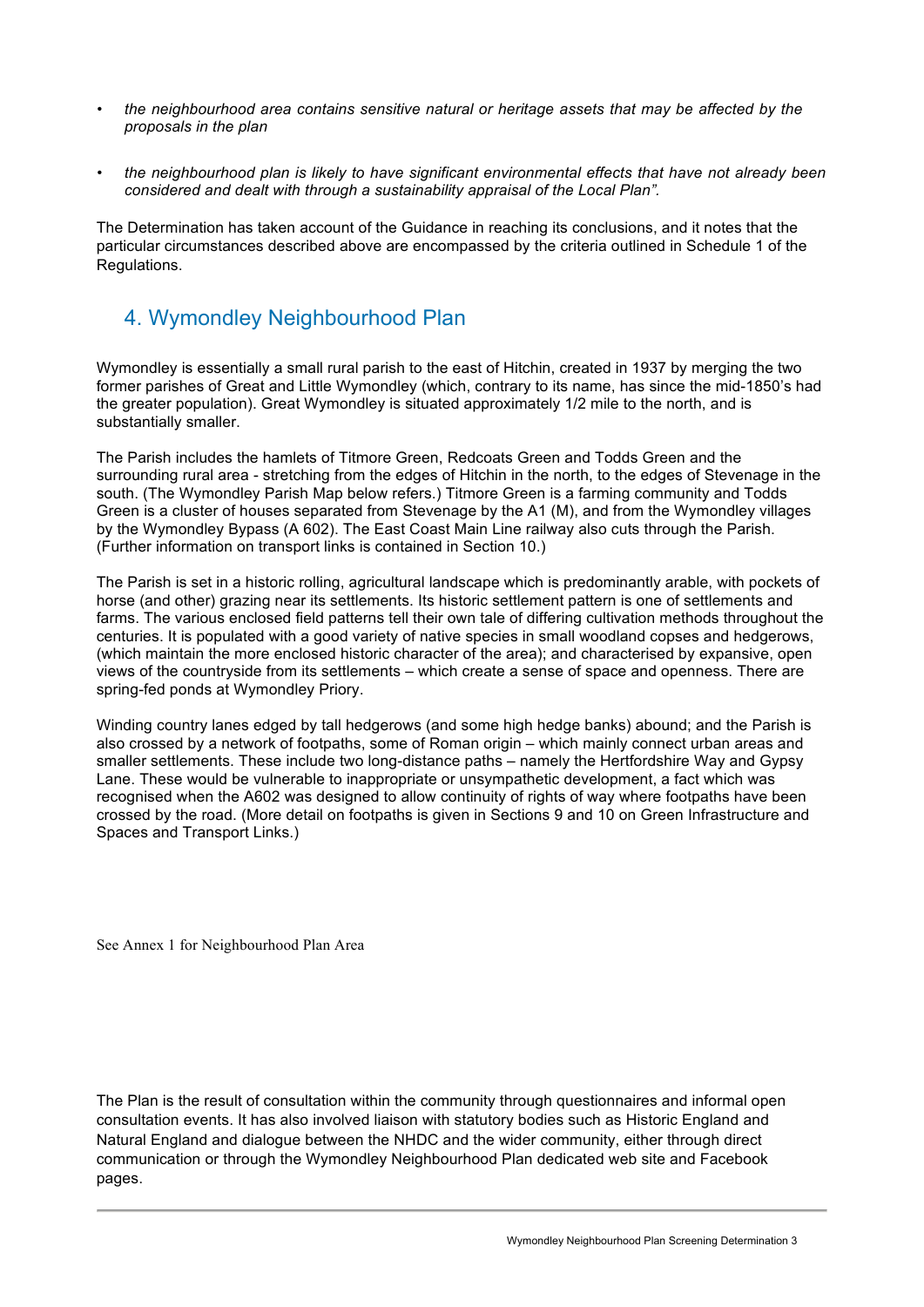- *the neighbourhood area contains sensitive natural or heritage assets that may be affected by the proposals in the plan*

- *the neighbourhood plan is likely to have significant environmental effects that have not already been considered and dealt with through a sustainability appraisal of the Local Plan".*

The Determination has taken account of the Guidance in reaching its conclusions, and it notes that the particular circumstances described above are encompassed by the criteria outlined in Schedule 1 of the Regulations.

## 4. Wymondley Neighbourhood Plan

Wymondley is essentially a small rural parish to the east of Hitchin, created in 1937 by merging the two former parishes of Great and Little Wymondley (which, contrary to its name, has since the mid-1850's had the greater population). Great Wymondley is situated approximately 1/2 mile to the north, and is substantially smaller.

The Parish includes the hamlets of Titmore Green, Redcoats Green and Todds Green and the surrounding rural area - stretching from the edges of Hitchin in the north, to the edges of Stevenage in the south. (The Wymondley Parish Map below refers.) Titmore Green is a farming community and Todds Green is a cluster of houses separated from Stevenage by the A1 (M), and from the Wymondley villages by the Wymondley Bypass (A 602). The East Coast Main Line railway also cuts through the Parish. (Further information on transport links is contained in Section 10.)

The Parish is set in a historic rolling, agricultural landscape which is predominantly arable, with pockets of horse (and other) grazing near its settlements. Its historic settlement pattern is one of settlements and farms. The various enclosed field patterns tell their own tale of differing cultivation methods throughout the centuries. It is populated with a good variety of native species in small woodland copses and hedgerows, (which maintain the more enclosed historic character of the area); and characterised by expansive, open views of the countryside from its settlements – which create a sense of space and openness. There are spring-fed ponds at Wymondley Priory.

Winding country lanes edged by tall hedgerows (and some high hedge banks) abound; and the Parish is also crossed by a network of footpaths, some of Roman origin – which mainly connect urban areas and smaller settlements. These include two long-distance paths – namely the Hertfordshire Way and Gypsy Lane. These would be vulnerable to inappropriate or unsympathetic development, a fact which was recognised when the A602 was designed to allow continuity of rights of way where footpaths have been crossed by the road. (More detail on footpaths is given in Sections 9 and 10 on Green Infrastructure and Spaces and Transport Links.)

See Annex 1 for Neighbourhood Plan Area

The Plan is the result of consultation within the community through questionnaires and informal open consultation events. It has also involved liaison with statutory bodies such as Historic England and Natural England and dialogue between the NHDC and the wider community, either through direct communication or through the Wymondley Neighbourhood Plan dedicated web site and Facebook pages.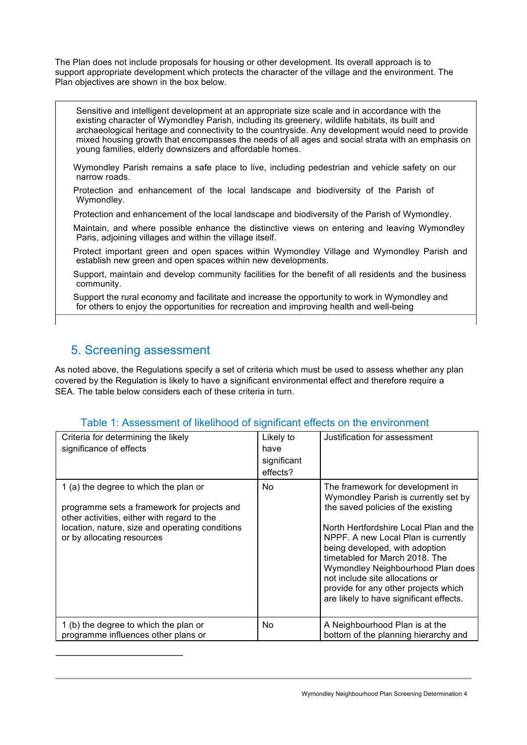The Plan does not include proposals for housing or other development. Its overall approach is to support appropriate development which protects the character of the village and the environment. The Plan objectives are shown in the box below.

> Sensitive and intelligent development at an appropriate size scale and in accordance with the existing character of Wymondley Parish, including its greenery, wildlife habitats, its built and archaeological heritage and connectivity to the countryside. Any development would need to provide mixed housing growth that encompasses the needs of all ages and social strata with an emphasis on young families, elderly downsizers and affordable homes.
>
> Wymondley Parish remains a safe place to live, including pedestrian and vehicle safety on our narrow roads.
>
> Protection and enhancement of the local landscape and biodiversity of the Parish of Wymondley.
>
> Protection and enhancement of the local landscape and biodiversity of the Parish of Wymondley.
>
> Maintain, and where possible enhance the distinctive views on entering and leaving Wymondley Paris, adjoining villages and within the village itself.
>
> Protect important green and open spaces within Wymondley Village and Wymondley Parish and establish new green and open spaces within new developments.
>
> Support, maintain and develop community facilities for the benefit of all residents and the business community.
>
> Support the rural economy and facilitate and increase the opportunity to work in Wymondley and for others to enjoy the opportunities for recreation and improving health and well-being

## 5. Screening assessment

As noted above, the Regulations specify a set of criteria which must be used to assess whether any plan covered by the Regulation is likely to have a significant environmental effect and therefore require a SEA. The table below considers each of these criteria in turn.

### Table 1: Assessment of likelihood of significant effects on the environment

| Criteria for determining the likely significance of effects | Likely to have significant effects? | Justification for assessment |
|---|---|---|
| 1 (a) the degree to which the plan or programme sets a framework for projects and other activities, either with regard to the location, nature, size and operating conditions or by allocating resources | No | The framework for development in Wymondley Parish is currently set by the saved policies of the existing North Hertfordshire Local Plan and the NPPF. A new Local Plan is currently being developed, with adoption timetabled for March 2018. The Wymondley Neighbourhood Plan does not include site allocations or provide for any other projects which are likely to have significant effects. |
| 1 (b) the degree to which the plan or programme influences other plans or | No | A Neighbourhood Plan is at the bottom of the planning hierarchy and |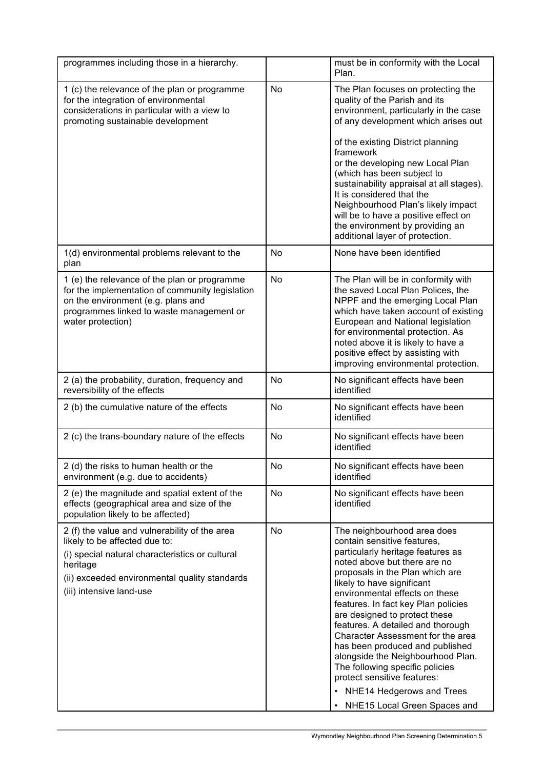| | | |
|---|---|---|
| programmes including those in a hierarchy. | | must be in conformity with the Local Plan. |
| 1 (c) the relevance of the plan or programme for the integration of environmental considerations in particular with a view to promoting sustainable development | No | The Plan focuses on protecting the quality of the Parish and its environment, particularly in the case of any development which arises out of the existing District planning framework or the developing new Local Plan (which has been subject to sustainability appraisal at all stages). It is considered that the Neighbourhood Plan's likely impact will be to have a positive effect on the environment by providing an additional layer of protection. |
| 1(d) environmental problems relevant to the plan | No | None have been identified |
| 1 (e) the relevance of the plan or programme for the implementation of community legislation on the environment (e.g. plans and programmes linked to waste management or water protection) | No | The Plan will be in conformity with the saved Local Plan Polices, the NPPF and the emerging Local Plan which have taken account of existing European and National legislation for environmental protection. As noted above it is likely to have a positive effect by assisting with improving environmental protection. |
| 2 (a) the probability, duration, frequency and reversibility of the effects | No | No significant effects have been identified |
| 2 (b) the cumulative nature of the effects | No | No significant effects have been identified |
| 2 (c) the trans-boundary nature of the effects | No | No significant effects have been identified |
| 2 (d) the risks to human health or the environment (e.g. due to accidents) | No | No significant effects have been identified |
| 2 (e) the magnitude and spatial extent of the effects (geographical area and size of the population likely to be affected) | No | No significant effects have been identified |
| 2 (f) the value and vulnerability of the area likely to be affected due to:<br>(i) special natural characteristics or cultural heritage<br>(ii) exceeded environmental quality standards<br>(iii) intensive land-use | No | The neighbourhood area does contain sensitive features, particularly heritage features as noted above but there are no proposals in the Plan which are likely to have significant environmental effects on these features. In fact key Plan policies are designed to protect these features. A detailed and thorough Character Assessment for the area has been produced and published alongside the Neighbourhood Plan. The following specific policies protect sensitive features:<br>• NHE14 Hedgerows and Trees<br>• NHE15 Local Green Spaces and |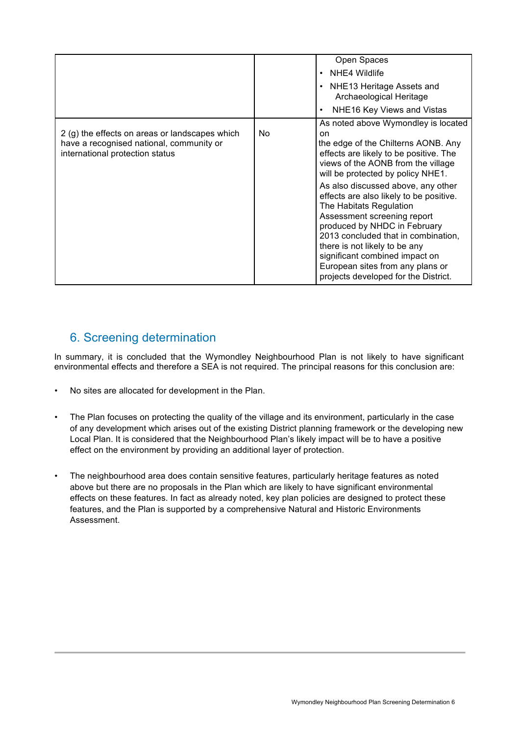| | | |
|---|---|---|
| | | Open Spaces<br>• NHE4 Wildlife<br>• NHE13 Heritage Assets and Archaeological Heritage<br>• NHE16 Key Views and Vistas |
| 2 (g) the effects on areas or landscapes which have a recognised national, community or international protection status | No | As noted above Wymondley is located on the edge of the Chilterns AONB. Any effects are likely to be positive. The views of the AONB from the village will be protected by policy NHE1.<br><br>As also discussed above, any other effects are also likely to be positive. The Habitats Regulation Assessment screening report produced by NHDC in February 2013 concluded that in combination, there is not likely to be any significant combined impact on European sites from any plans or projects developed for the District. |

## 6. Screening determination

In summary, it is concluded that the Wymondley Neighbourhood Plan is not likely to have significant environmental effects and therefore a SEA is not required. The principal reasons for this conclusion are:

- No sites are allocated for development in the Plan.

- The Plan focuses on protecting the quality of the village and its environment, particularly in the case of any development which arises out of the existing District planning framework or the developing new Local Plan. It is considered that the Neighbourhood Plan's likely impact will be to have a positive effect on the environment by providing an additional layer of protection.

- The neighbourhood area does contain sensitive features, particularly heritage features as noted above but there are no proposals in the Plan which are likely to have significant environmental effects on these features. In fact as already noted, key plan policies are designed to protect these features, and the Plan is supported by a comprehensive Natural and Historic Environments Assessment.